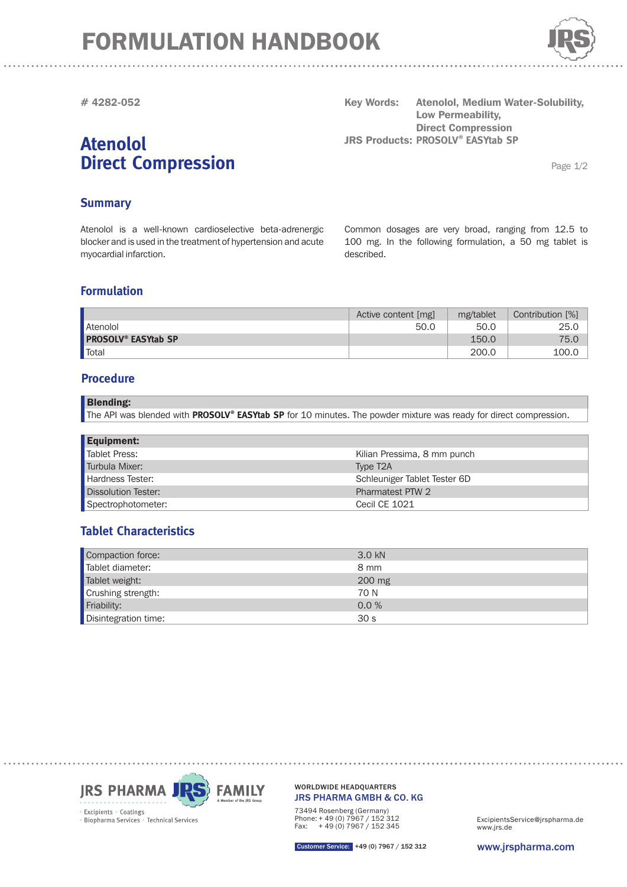# 4282-052

**Key Words:** Atenolol, Medium Water-Solubility, Low Permeability, Direct Compression

**JRS Products:** PROSOLV® EASYtab SP

# Atenolol Direct Compression

## Summary

Atenolol is a well-known cardioselective beta-adrenergic blocker and is used in the treatment of hypertension and acute myocardial infarction.

Common dosages are very broad, ranging from 12.5 to 100 mg. In the following formulation, a 50 mg tablet is described.

## Formulation

| | Active content [mg] | mg/tablet | Contribution [%] |
|---|---|---|---|
| Atenolol | 50.0 | 50.0 | 25.0 |
| **PROSOLV® EASYtab SP** | | 150.0 | 75.0 |
| Total | | 200.0 | 100.0 |

## Procedure

**Blending:**

The API was blended with **PROSOLV® EASYtab SP** for 10 minutes. The powder mixture was ready for direct compression.

| **Equipment:** | |
|---|---|
| Tablet Press: | Kilian Pressima, 8 mm punch |
| Turbula Mixer: | Type T2A |
| Hardness Tester: | Schleuniger Tablet Tester 6D |
| Dissolution Tester: | Pharmatest PTW 2 |
| Spectrophotometer: | Cecil CE 1021 |

## Tablet Characteristics

| | |
|---|---|
| Compaction force: | 3.0 kN |
| Tablet diameter: | 8 mm |
| Tablet weight: | 200 mg |
| Crushing strength: | 70 N |
| Friability: | 0.0 % |
| Disintegration time: | 30 s |

JRS PHARMA FAMILY
Excipients · Coatings · Biopharma Services · Technical Services

WORLDWIDE HEADQUARTERS
JRS PHARMA GMBH & CO. KG
73494 Rosenberg (Germany)
Phone: + 49 (0) 7967 / 152 312
Fax: + 49 (0) 7967 / 152 345

ExcipientsService@jrspharma.de
www.jrs.de

Customer Service: +49 (0) 7967 / 152 312

www.jrspharma.com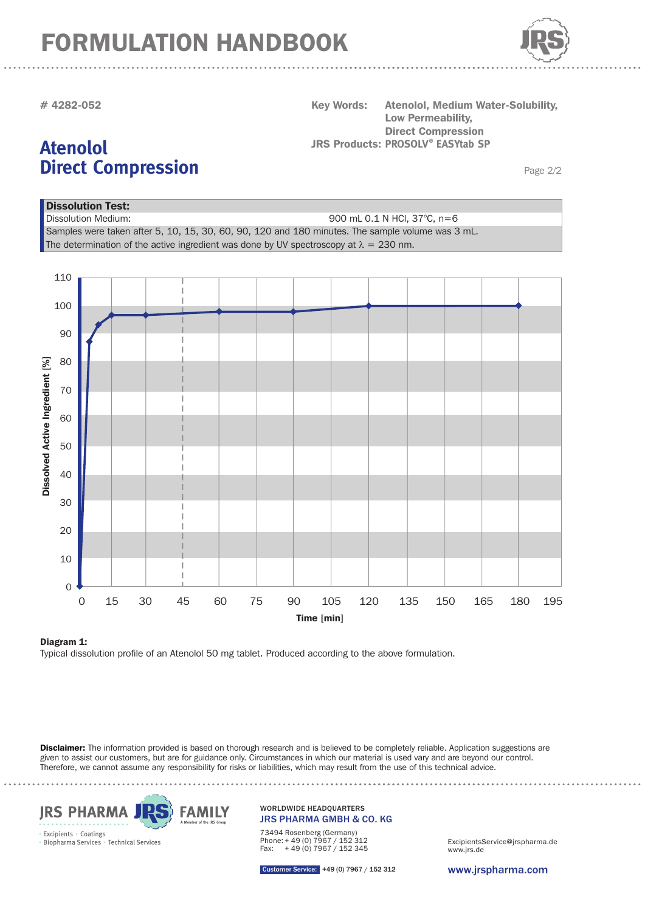# FORMULATION HANDBOOK

# 4282-052

**Key Words:** Atenolol, Medium Water-Solubility, Low Permeability, Direct Compression

**JRS Products:** PROSOLV® EASYtab SP

## Atenolol Direct Compression

| **Dissolution Test:** | |
|---|---|
| Dissolution Medium: | 900 mL 0.1 N HCl, 37°C, n=6 |
| Samples were taken after 5, 10, 15, 30, 60, 90, 120 and 180 minutes. The sample volume was 3 mL. | |
| The determination of the active ingredient was done by UV spectroscopy at $\lambda$ = 230 nm. | |

Dissolved Active Ingredient [%]

110
100
90
80
70
60
50
40
30
20
10
0

0 15 30 45 60 75 90 105 120 135 150 165 180 195

Time [min]

**Diagram 1:**
Typical dissolution profile of an Atenolol 50 mg tablet. Produced according to the above formulation.

**Disclaimer:** The information provided is based on thorough research and is believed to be completely reliable. Application suggestions are given to assist our customers, but are for guidance only. Circumstances in which our material is used vary and are beyond our control. Therefore, we cannot assume any responsibility for risks or liabilities, which may result from the use of this technical advice.

JRS PHARMA JRS FAMILY
A Member of the JRS Group

- Excipients
- Coatings
- Biopharma Services
- Technical Services

WORLDWIDE HEADQUARTERS
JRS PHARMA GMBH & CO. KG
73494 Rosenberg (Germany)
Phone: + 49 (0) 7967 / 152 312
Fax: + 49 (0) 7967 / 152 345

ExcipientsService@jrspharma.de
www.jrs.de

Customer Service: +49 (0) 7967 / 152 312

www.jrspharma.com